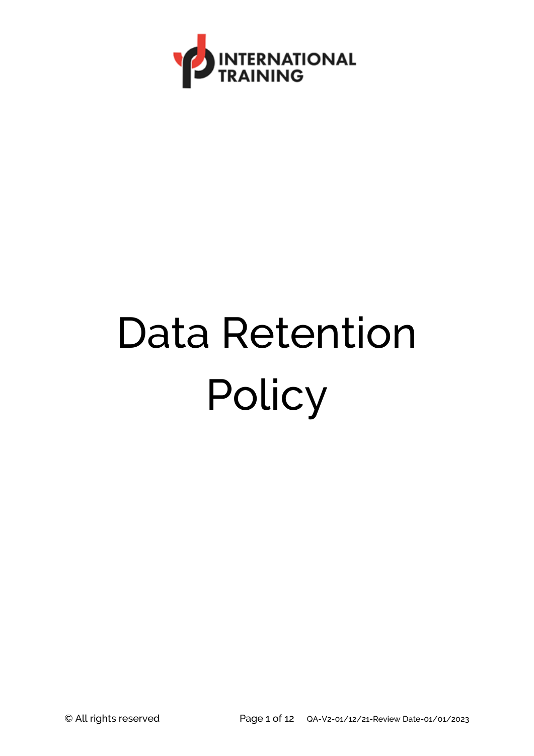INTERNATIONAL TRAINING

# Data Retention Policy

© All rights reserved

QA-V2-01/12/21-Review Date-01/01/2023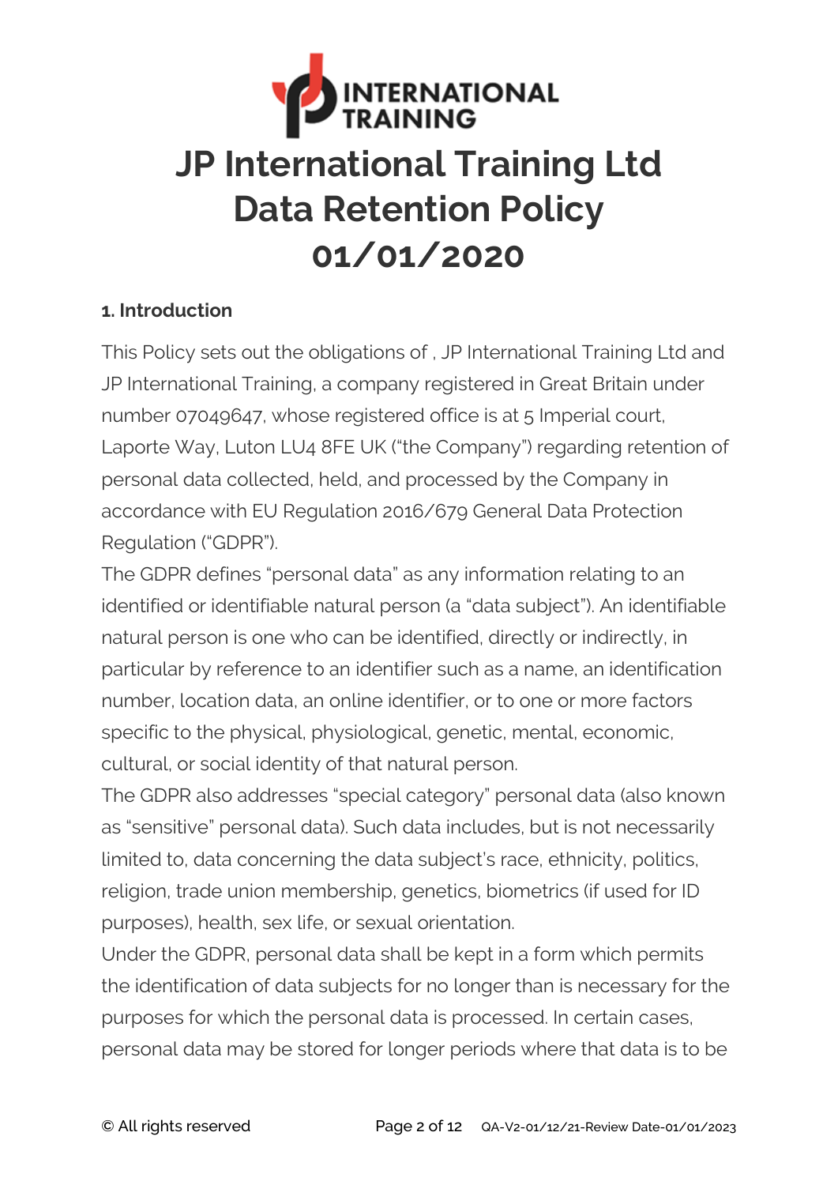# JP International Training Ltd Data Retention Policy 01/01/2020

### 1. Introduction

This Policy sets out the obligations of , JP International Training Ltd and JP International Training, a company registered in Great Britain under number 07049647, whose registered office is at 5 Imperial court, Laporte Way, Luton LU4 8FE UK ("the Company") regarding retention of personal data collected, held, and processed by the Company in accordance with EU Regulation 2016/679 General Data Protection Regulation ("GDPR").

The GDPR defines "personal data" as any information relating to an identified or identifiable natural person (a "data subject"). An identifiable natural person is one who can be identified, directly or indirectly, in particular by reference to an identifier such as a name, an identification number, location data, an online identifier, or to one or more factors specific to the physical, physiological, genetic, mental, economic, cultural, or social identity of that natural person.

The GDPR also addresses "special category" personal data (also known as "sensitive" personal data). Such data includes, but is not necessarily limited to, data concerning the data subject's race, ethnicity, politics, religion, trade union membership, genetics, biometrics (if used for ID purposes), health, sex life, or sexual orientation.

Under the GDPR, personal data shall be kept in a form which permits the identification of data subjects for no longer than is necessary for the purposes for which the personal data is processed. In certain cases, personal data may be stored for longer periods where that data is to be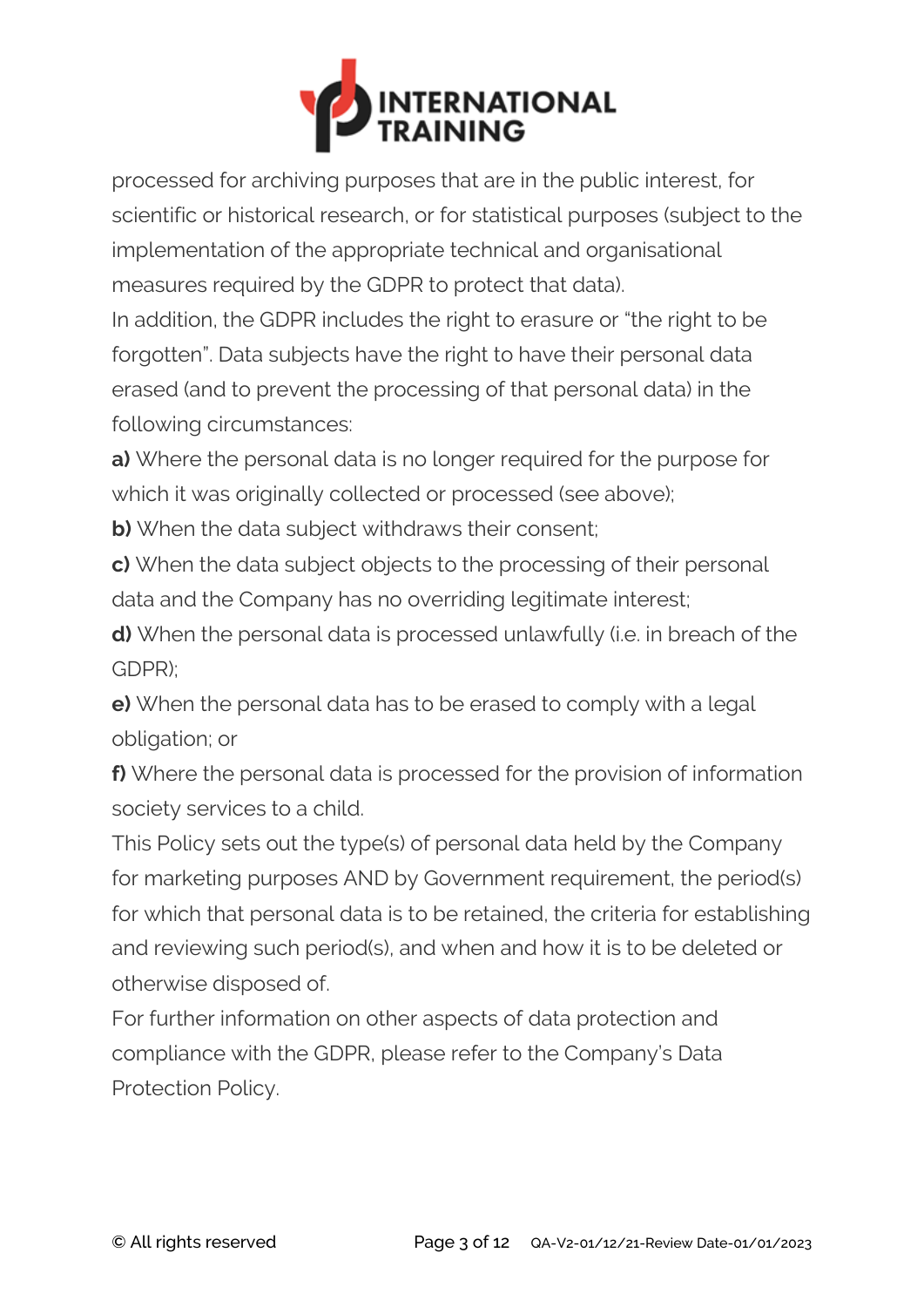processed for archiving purposes that are in the public interest, for scientific or historical research, or for statistical purposes (subject to the implementation of the appropriate technical and organisational measures required by the GDPR to protect that data).

In addition, the GDPR includes the right to erasure or "the right to be forgotten". Data subjects have the right to have their personal data erased (and to prevent the processing of that personal data) in the following circumstances:

**a)** Where the personal data is no longer required for the purpose for which it was originally collected or processed (see above);

**b)** When the data subject withdraws their consent;

**c)** When the data subject objects to the processing of their personal data and the Company has no overriding legitimate interest;

**d)** When the personal data is processed unlawfully (i.e. in breach of the GDPR);

**e)** When the personal data has to be erased to comply with a legal obligation; or

**f)** Where the personal data is processed for the provision of information society services to a child.

This Policy sets out the type(s) of personal data held by the Company for marketing purposes AND by Government requirement, the period(s) for which that personal data is to be retained, the criteria for establishing and reviewing such period(s), and when and how it is to be deleted or otherwise disposed of.

For further information on other aspects of data protection and compliance with the GDPR, please refer to the Company's Data Protection Policy.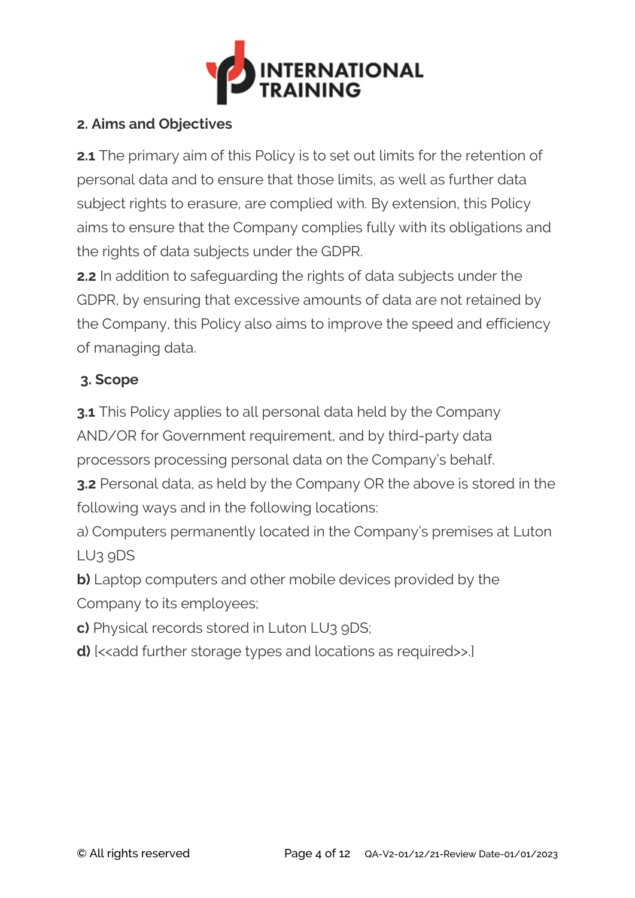## 2. Aims and Objectives

**2.1** The primary aim of this Policy is to set out limits for the retention of personal data and to ensure that those limits, as well as further data subject rights to erasure, are complied with. By extension, this Policy aims to ensure that the Company complies fully with its obligations and the rights of data subjects under the GDPR.

**2.2** In addition to safeguarding the rights of data subjects under the GDPR, by ensuring that excessive amounts of data are not retained by the Company, this Policy also aims to improve the speed and efficiency of managing data.

## 3. Scope

**3.1** This Policy applies to all personal data held by the Company AND/OR for Government requirement, and by third-party data processors processing personal data on the Company's behalf.

**3.2** Personal data, as held by the Company OR the above is stored in the following ways and in the following locations:

a) Computers permanently located in the Company's premises at Luton LU3 9DS

**b)** Laptop computers and other mobile devices provided by the Company to its employees;

**c)** Physical records stored in Luton LU3 9DS;

**d)** [<<add further storage types and locations as required>>.]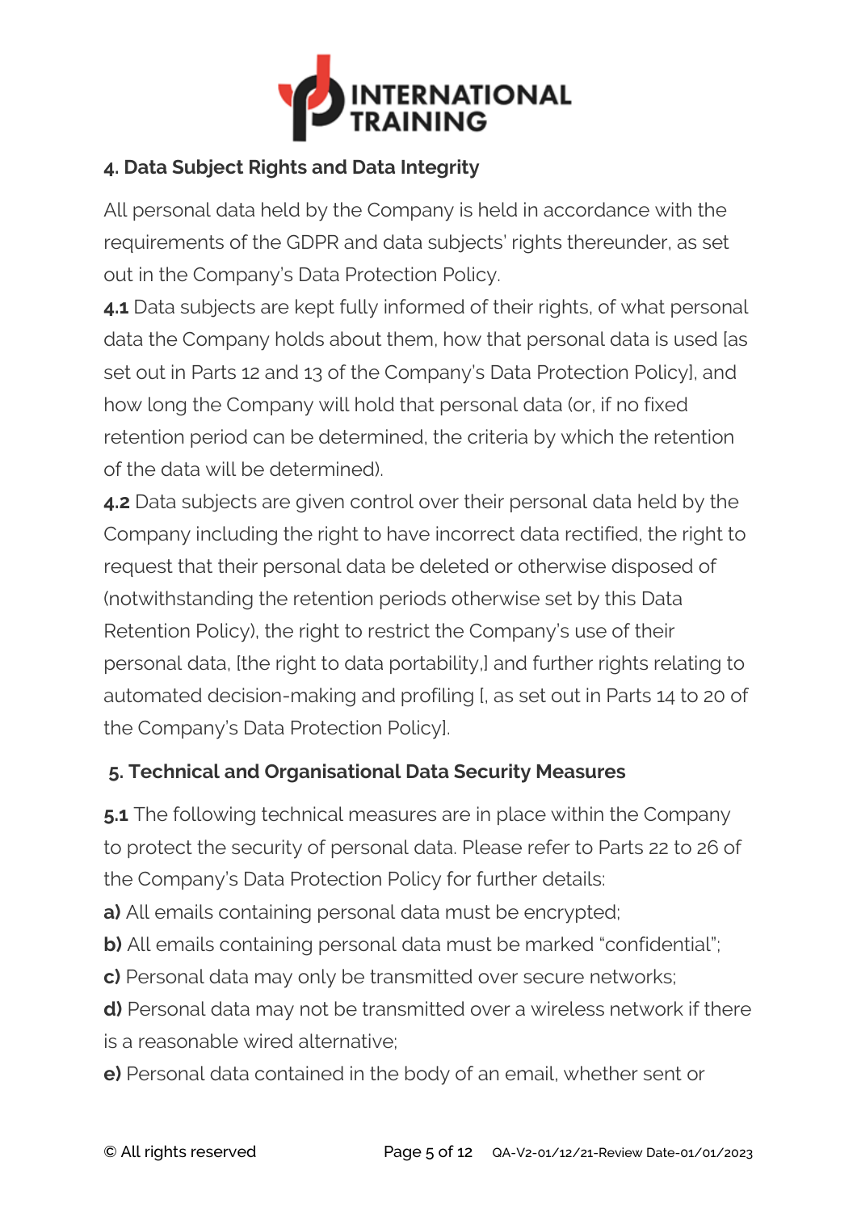## 4. Data Subject Rights and Data Integrity

All personal data held by the Company is held in accordance with the requirements of the GDPR and data subjects' rights thereunder, as set out in the Company's Data Protection Policy.

**4.1** Data subjects are kept fully informed of their rights, of what personal data the Company holds about them, how that personal data is used [as set out in Parts 12 and 13 of the Company's Data Protection Policy], and how long the Company will hold that personal data (or, if no fixed retention period can be determined, the criteria by which the retention of the data will be determined).

**4.2** Data subjects are given control over their personal data held by the Company including the right to have incorrect data rectified, the right to request that their personal data be deleted or otherwise disposed of (notwithstanding the retention periods otherwise set by this Data Retention Policy), the right to restrict the Company's use of their personal data, [the right to data portability,] and further rights relating to automated decision-making and profiling [, as set out in Parts 14 to 20 of the Company's Data Protection Policy].

## 5. Technical and Organisational Data Security Measures

**5.1** The following technical measures are in place within the Company to protect the security of personal data. Please refer to Parts 22 to 26 of the Company's Data Protection Policy for further details:

**a)** All emails containing personal data must be encrypted;

**b)** All emails containing personal data must be marked "confidential";

**c)** Personal data may only be transmitted over secure networks;

**d)** Personal data may not be transmitted over a wireless network if there is a reasonable wired alternative;

**e)** Personal data contained in the body of an email, whether sent or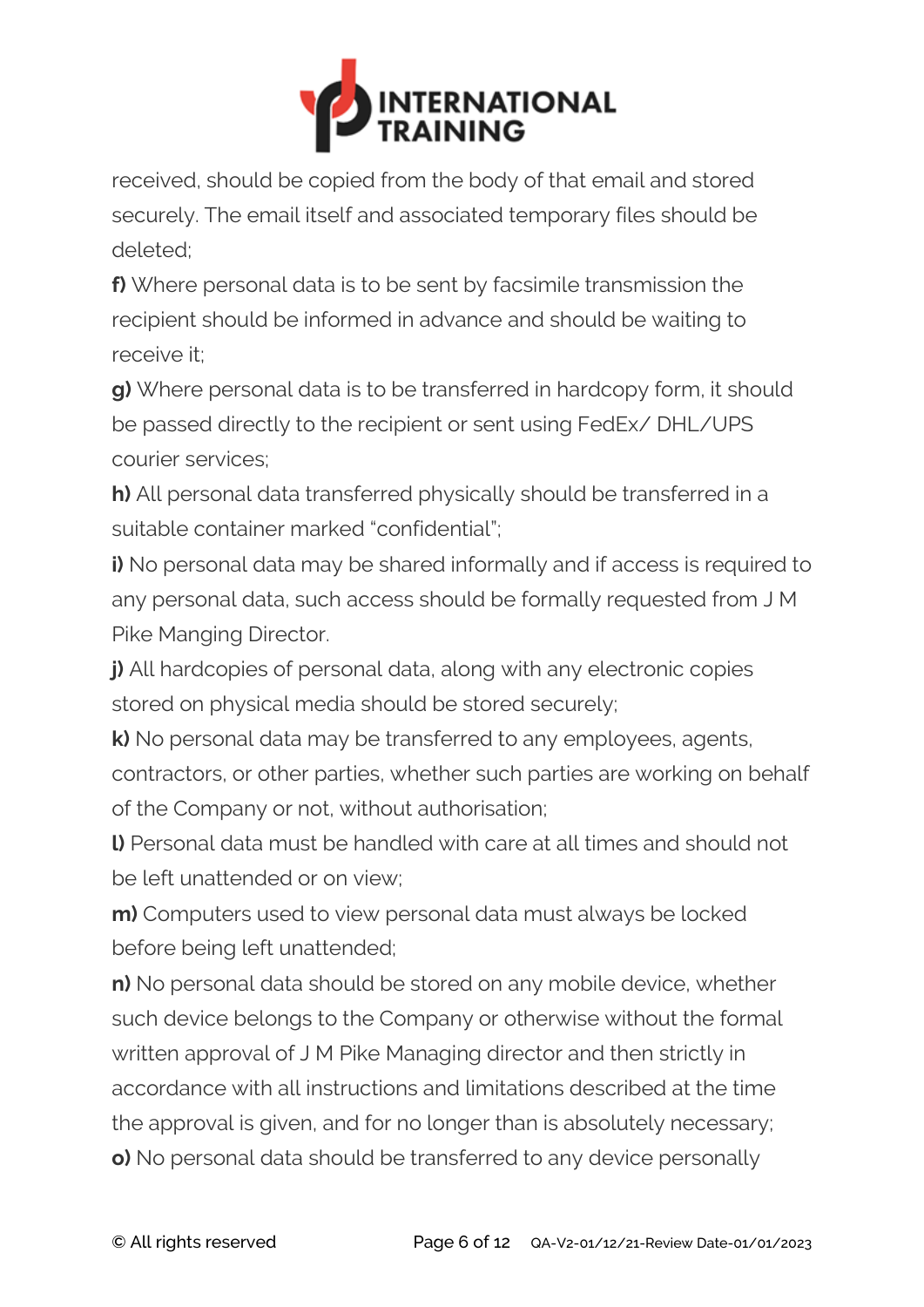received, should be copied from the body of that email and stored securely. The email itself and associated temporary files should be deleted;

**f)** Where personal data is to be sent by facsimile transmission the recipient should be informed in advance and should be waiting to receive it;

**g)** Where personal data is to be transferred in hardcopy form, it should be passed directly to the recipient or sent using FedEx/ DHL/UPS courier services;

**h)** All personal data transferred physically should be transferred in a suitable container marked "confidential";

**i)** No personal data may be shared informally and if access is required to any personal data, such access should be formally requested from J M Pike Manging Director.

**j)** All hardcopies of personal data, along with any electronic copies stored on physical media should be stored securely;

**k)** No personal data may be transferred to any employees, agents, contractors, or other parties, whether such parties are working on behalf of the Company or not, without authorisation;

**l)** Personal data must be handled with care at all times and should not be left unattended or on view;

**m)** Computers used to view personal data must always be locked before being left unattended;

**n)** No personal data should be stored on any mobile device, whether such device belongs to the Company or otherwise without the formal written approval of J M Pike Managing director and then strictly in accordance with all instructions and limitations described at the time the approval is given, and for no longer than is absolutely necessary;

**o)** No personal data should be transferred to any device personally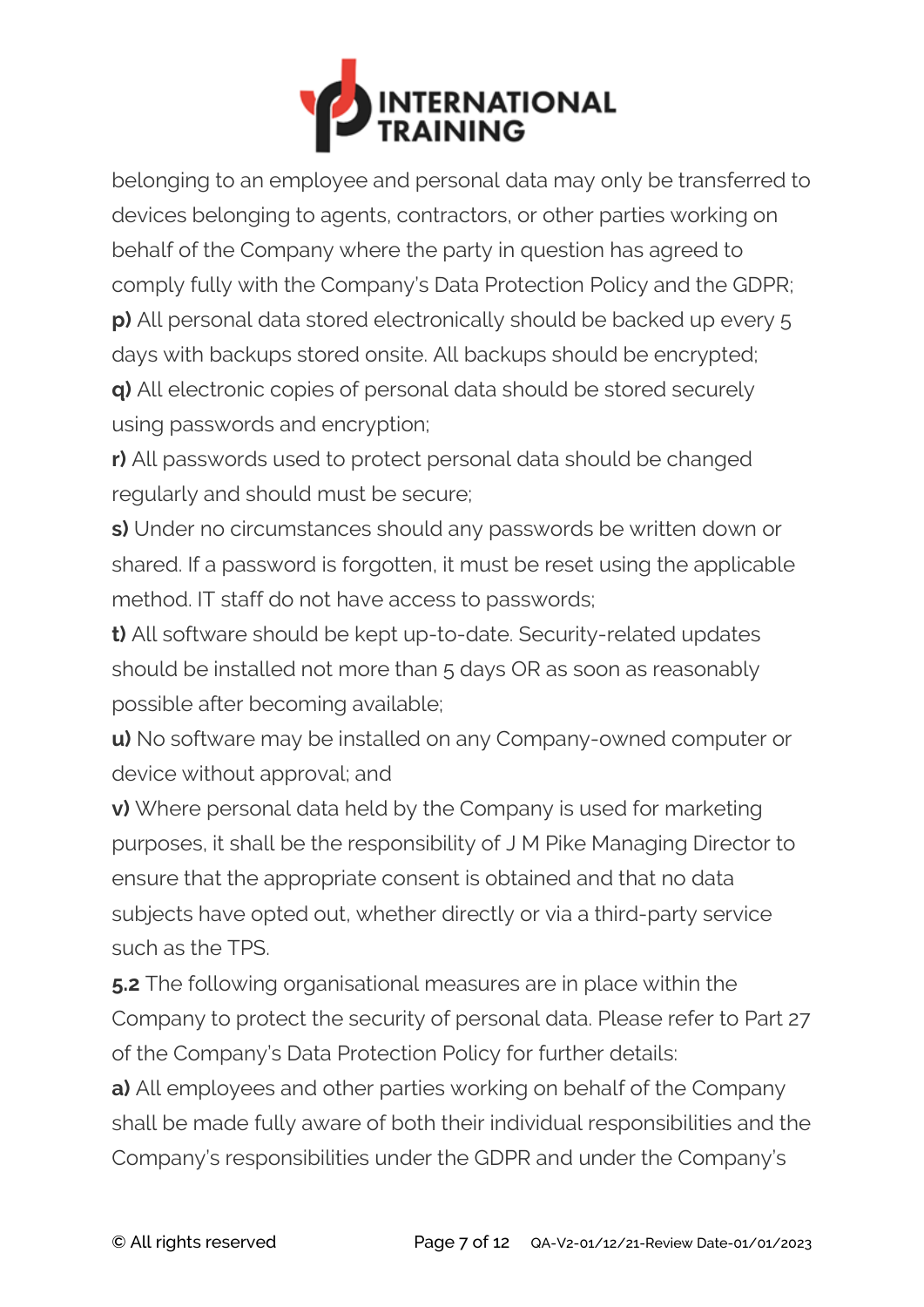belonging to an employee and personal data may only be transferred to devices belonging to agents, contractors, or other parties working on behalf of the Company where the party in question has agreed to comply fully with the Company's Data Protection Policy and the GDPR;

**p)** All personal data stored electronically should be backed up every 5 days with backups stored onsite. All backups should be encrypted;

**q)** All electronic copies of personal data should be stored securely using passwords and encryption;

**r)** All passwords used to protect personal data should be changed regularly and should must be secure;

**s)** Under no circumstances should any passwords be written down or shared. If a password is forgotten, it must be reset using the applicable method. IT staff do not have access to passwords;

**t)** All software should be kept up-to-date. Security-related updates should be installed not more than 5 days OR as soon as reasonably possible after becoming available;

**u)** No software may be installed on any Company-owned computer or device without approval; and

**v)** Where personal data held by the Company is used for marketing purposes, it shall be the responsibility of J M Pike Managing Director to ensure that the appropriate consent is obtained and that no data subjects have opted out, whether directly or via a third-party service such as the TPS.

**5.2** The following organisational measures are in place within the Company to protect the security of personal data. Please refer to Part 27 of the Company's Data Protection Policy for further details:

**a)** All employees and other parties working on behalf of the Company shall be made fully aware of both their individual responsibilities and the Company's responsibilities under the GDPR and under the Company's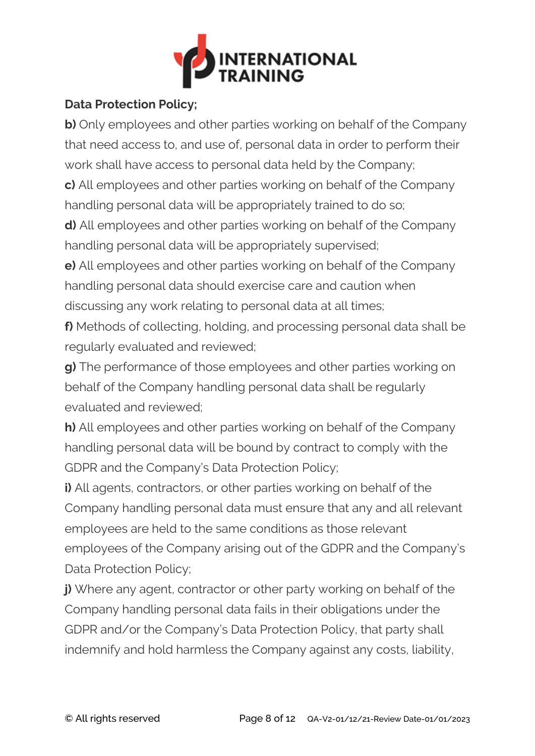**Data Protection Policy;**

**b)** Only employees and other parties working on behalf of the Company that need access to, and use of, personal data in order to perform their work shall have access to personal data held by the Company;

**c)** All employees and other parties working on behalf of the Company handling personal data will be appropriately trained to do so;

**d)** All employees and other parties working on behalf of the Company handling personal data will be appropriately supervised;

**e)** All employees and other parties working on behalf of the Company handling personal data should exercise care and caution when discussing any work relating to personal data at all times;

**f)** Methods of collecting, holding, and processing personal data shall be regularly evaluated and reviewed;

**g)** The performance of those employees and other parties working on behalf of the Company handling personal data shall be regularly evaluated and reviewed;

**h)** All employees and other parties working on behalf of the Company handling personal data will be bound by contract to comply with the GDPR and the Company's Data Protection Policy;

**i)** All agents, contractors, or other parties working on behalf of the Company handling personal data must ensure that any and all relevant employees are held to the same conditions as those relevant employees of the Company arising out of the GDPR and the Company's Data Protection Policy;

**j)** Where any agent, contractor or other party working on behalf of the Company handling personal data fails in their obligations under the GDPR and/or the Company's Data Protection Policy, that party shall indemnify and hold harmless the Company against any costs, liability,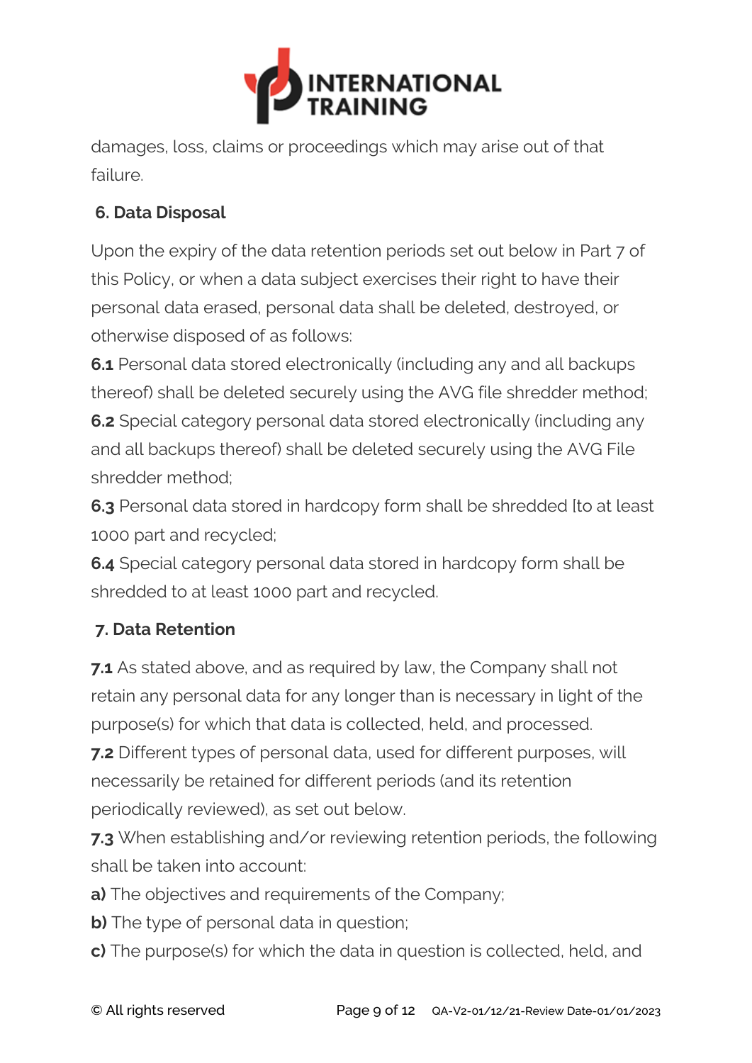damages, loss, claims or proceedings which may arise out of that failure.

## 6. Data Disposal

Upon the expiry of the data retention periods set out below in Part 7 of this Policy, or when a data subject exercises their right to have their personal data erased, personal data shall be deleted, destroyed, or otherwise disposed of as follows:

**6.1** Personal data stored electronically (including any and all backups thereof) shall be deleted securely using the AVG file shredder method;

**6.2** Special category personal data stored electronically (including any and all backups thereof) shall be deleted securely using the AVG File shredder method;

**6.3** Personal data stored in hardcopy form shall be shredded [to at least 1000 part and recycled;

**6.4** Special category personal data stored in hardcopy form shall be shredded to at least 1000 part and recycled.

## 7. Data Retention

**7.1** As stated above, and as required by law, the Company shall not retain any personal data for any longer than is necessary in light of the purpose(s) for which that data is collected, held, and processed.

**7.2** Different types of personal data, used for different purposes, will necessarily be retained for different periods (and its retention periodically reviewed), as set out below.

**7.3** When establishing and/or reviewing retention periods, the following shall be taken into account:

**a)** The objectives and requirements of the Company;

**b)** The type of personal data in question;

**c)** The purpose(s) for which the data in question is collected, held, and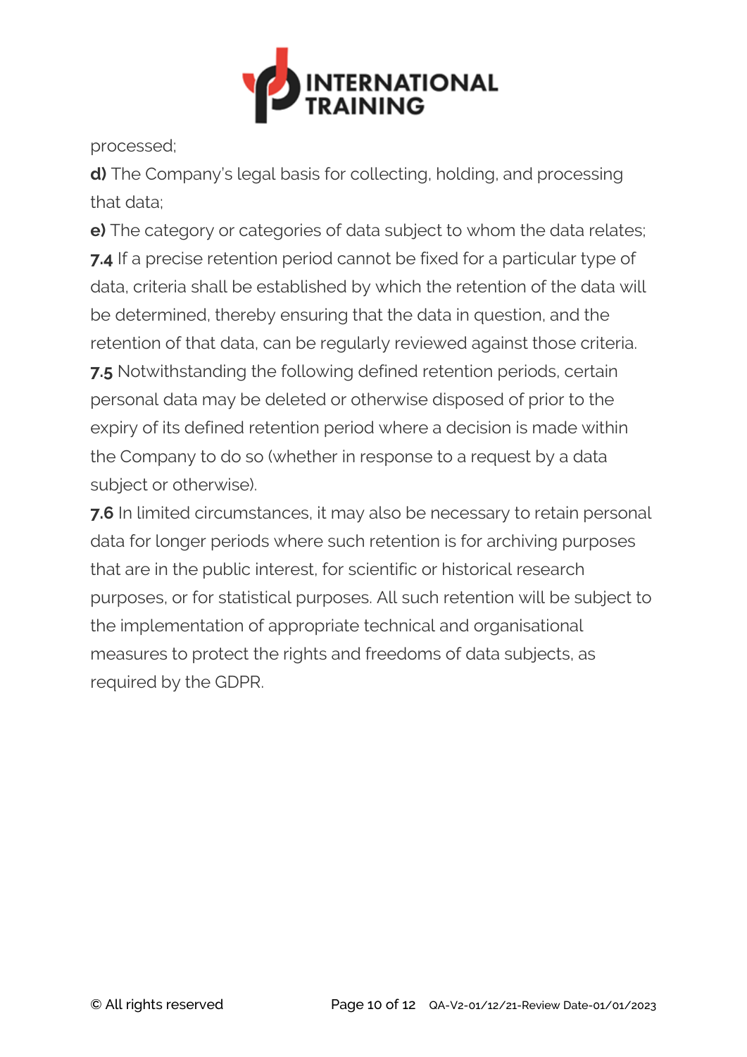processed;

**d)** The Company's legal basis for collecting, holding, and processing that data;

**e)** The category or categories of data subject to whom the data relates;

**7.4** If a precise retention period cannot be fixed for a particular type of data, criteria shall be established by which the retention of the data will be determined, thereby ensuring that the data in question, and the retention of that data, can be regularly reviewed against those criteria.

**7.5** Notwithstanding the following defined retention periods, certain personal data may be deleted or otherwise disposed of prior to the expiry of its defined retention period where a decision is made within the Company to do so (whether in response to a request by a data subject or otherwise).

**7.6** In limited circumstances, it may also be necessary to retain personal data for longer periods where such retention is for archiving purposes that are in the public interest, for scientific or historical research purposes, or for statistical purposes. All such retention will be subject to the implementation of appropriate technical and organisational measures to protect the rights and freedoms of data subjects, as required by the GDPR.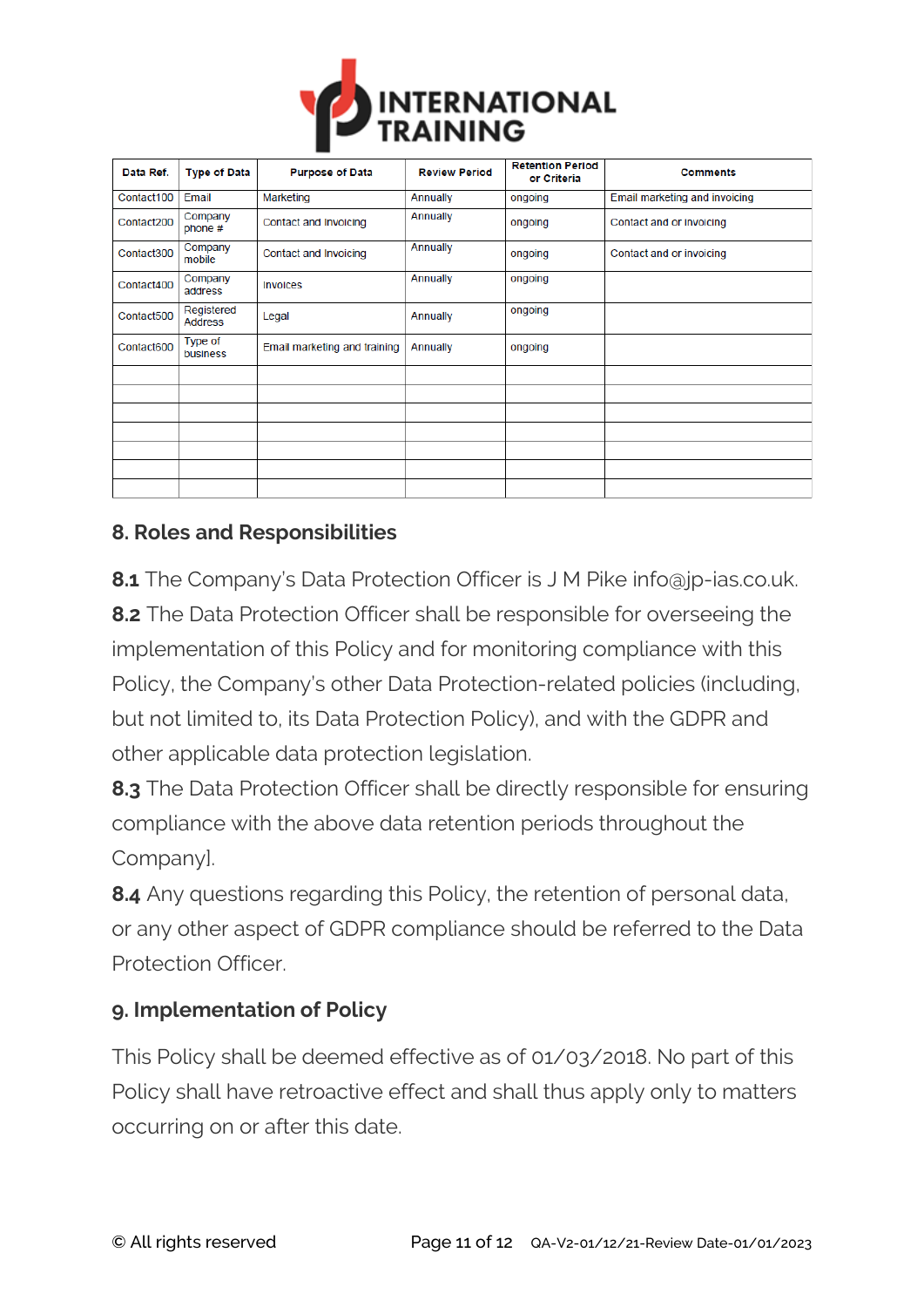| Data Ref. | Type of Data | Purpose of Data | Review Period | Retention Period or Criteria | Comments |
|---|---|---|---|---|---|
| Contact100 | Email | Marketing | Annually | ongoing | Email marketing and invoicing |
| Contact200 | Company phone # | Contact and Invoicing | Annually | ongoing | Contact and or invoicing |
| Contact300 | Company mobile | Contact and Invoicing | Annually | ongoing | Contact and or invoicing |
| Contact400 | Company address | Invoices | Annually | ongoing | |
| Contact500 | Registered Address | Legal | Annually | ongoing | |
| Contact600 | Type of business | Email marketing and training | Annually | ongoing | |
| | | | | | |
| | | | | | |
| | | | | | |
| | | | | | |
| | | | | | |
| | | | | | |
| | | | | | |

## 8. Roles and Responsibilities

**8.1** The Company's Data Protection Officer is J M Pike info@jp-ias.co.uk.

**8.2** The Data Protection Officer shall be responsible for overseeing the implementation of this Policy and for monitoring compliance with this Policy, the Company's other Data Protection-related policies (including, but not limited to, its Data Protection Policy), and with the GDPR and other applicable data protection legislation.

**8.3** The Data Protection Officer shall be directly responsible for ensuring compliance with the above data retention periods throughout the Company].

**8.4** Any questions regarding this Policy, the retention of personal data, or any other aspect of GDPR compliance should be referred to the Data Protection Officer.

## 9. Implementation of Policy

This Policy shall be deemed effective as of 01/03/2018. No part of this Policy shall have retroactive effect and shall thus apply only to matters occurring on or after this date.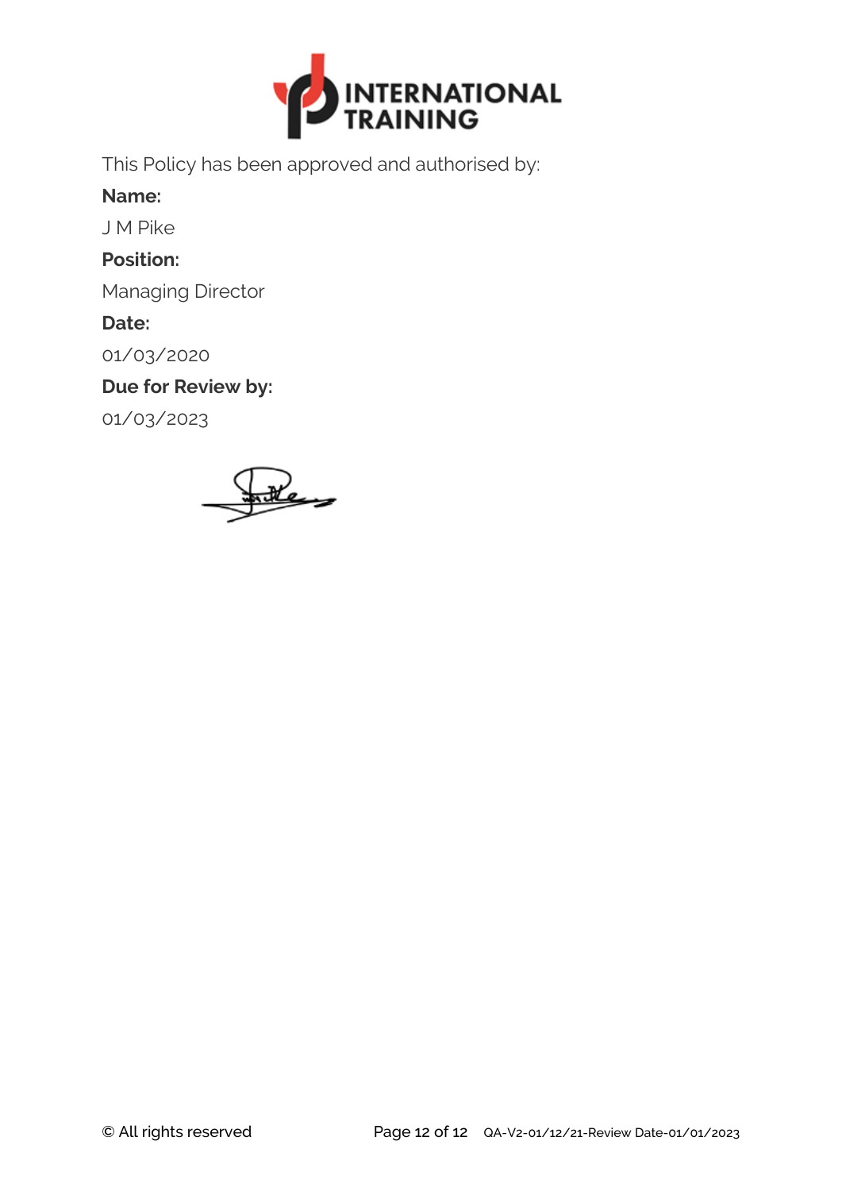This Policy has been approved and authorised by:

**Name:**

J M Pike

**Position:**

Managing Director

**Date:**

01/03/2020

**Due for Review by:**

01/03/2023